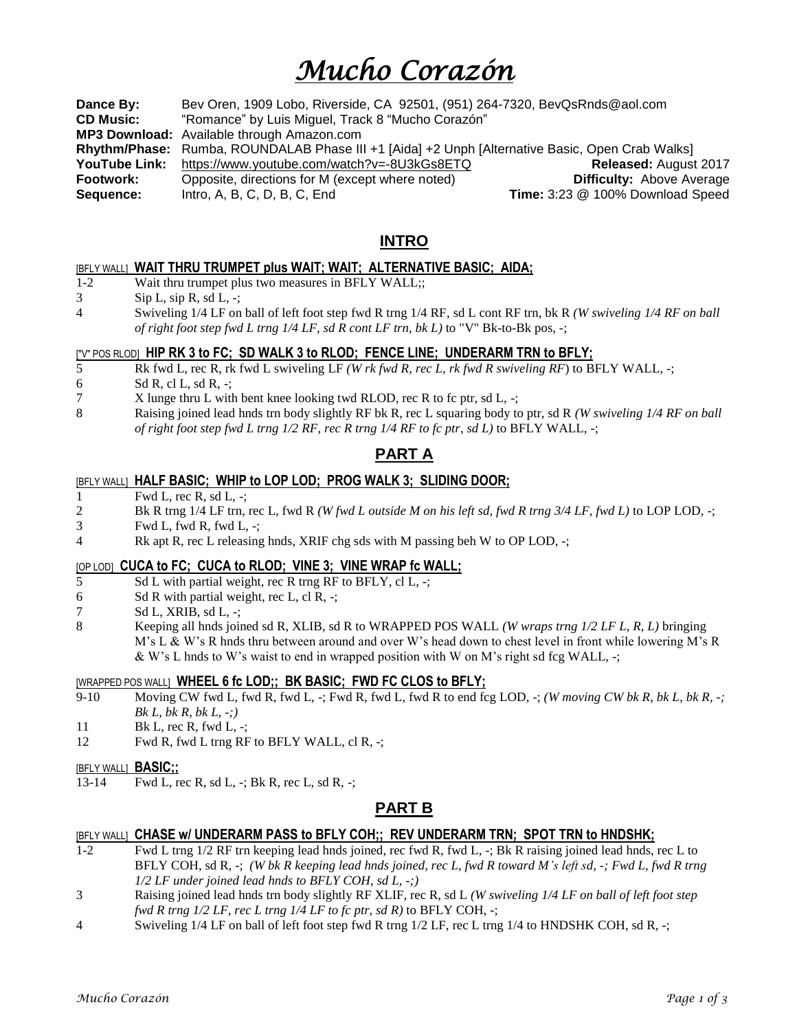# *Mucho Corazón*

**Dance By:** Bev Oren, 1909 Lobo, Riverside, CA 92501, (951) 264-7320, BevQsRnds@aol.com
**CD Music:** "Romance" by Luis Miguel, Track 8 "Mucho Corazón"
**MP3 Download:** Available through Amazon.com
**Rhythm/Phase:** Rumba, ROUNDALAB Phase III +1 [Aida] +2 Unph [Alternative Basic, Open Crab Walks]
**YouTube Link:** https://www.youtube.com/watch?v=-8U3kGs8ETQ **Released:** August 2017
**Footwork:** Opposite, directions for M (except where noted) **Difficulty:** Above Average
**Sequence:** Intro, A, B, C, D, B, C, End **Time:** 3:23 @ 100% Download Speed

## INTRO

[BFLY WALL] **WAIT THRU TRUMPET plus WAIT; WAIT; ALTERNATIVE BASIC; AIDA;**

1-2 Wait thru trumpet plus two measures in BFLY WALL;;
3 Sip L, sip R, sd L, -;
4 Swiveling 1/4 LF on ball of left foot step fwd R trng 1/4 RF, sd L cont RF trn, bk R *(W swiveling 1/4 RF on ball of right foot step fwd L trng 1/4 LF, sd R cont LF trn, bk L)* to "V" Bk-to-Bk pos, -;

["V" POS RLOD] **HIP RK 3 to FC; SD WALK 3 to RLOD; FENCE LINE; UNDERARM TRN to BFLY;**

5 Rk fwd L, rec R, rk fwd L swiveling LF *(W rk fwd R, rec L, rk fwd R swiveling RF)* to BFLY WALL, -;
6 Sd R, cl L, sd R, -;
7 X lunge thru L with bent knee looking twd RLOD, rec R to fc ptr, sd L, -;
8 Raising joined lead hnds trn body slightly RF bk R, rec L squaring body to ptr, sd R *(W swiveling 1/4 RF on ball of right foot step fwd L trng 1/2 RF, rec R trng 1/4 RF to fc ptr, sd L)* to BFLY WALL, -;

## PART A

[BFLY WALL] **HALF BASIC; WHIP to LOP LOD; PROG WALK 3; SLIDING DOOR;**

1 Fwd L, rec R, sd L, -;
2 Bk R trng 1/4 LF trn, rec L, fwd R *(W fwd L outside M on his left sd, fwd R trng 3/4 LF, fwd L)* to LOP LOD, -;
3 Fwd L, fwd R, fwd L, -;
4 Rk apt R, rec L releasing hnds, XRIF chg sds with M passing beh W to OP LOD, -;

[OP LOD] **CUCA to FC; CUCA to RLOD; VINE 3; VINE WRAP fc WALL;**

5 Sd L with partial weight, rec R trng RF to BFLY, cl L, -;
6 Sd R with partial weight, rec L, cl R, -;
7 Sd L, XRIB, sd L, -;
8 Keeping all hnds joined sd R, XLIB, sd R to WRAPPED POS WALL *(W wraps trng 1/2 LF L, R, L)* bringing M's L & W's R hnds thru between around and over W's head down to chest level in front while lowering M's R & W's L hnds to W's waist to end in wrapped position with W on M's right sd fcg WALL, -;

[WRAPPED POS WALL] **WHEEL 6 fc LOD;; BK BASIC; FWD FC CLOS to BFLY;**

9-10 Moving CW fwd L, fwd R, fwd L, -; Fwd R, fwd L, fwd R to end fcg LOD, -; *(W moving CW bk R, bk L, bk R, -; Bk L, bk R, bk L, -;)*
11 Bk L, rec R, fwd L, -;
12 Fwd R, fwd L trng RF to BFLY WALL, cl R, -;

[BFLY WALL] **BASIC;;**

13-14 Fwd L, rec R, sd L, -; Bk R, rec L, sd R, -;

## PART B

[BFLY WALL] **CHASE w/ UNDERARM PASS to BFLY COH;; REV UNDERARM TRN; SPOT TRN to HNDSHK;**

1-2 Fwd L trng 1/2 RF trn keeping lead hnds joined, rec fwd R, fwd L, -; Bk R raising joined lead hnds, rec L to BFLY COH, sd R, -; *(W bk R keeping lead hnds joined, rec L, fwd R toward M's left sd, -; Fwd L, fwd R trng 1/2 LF under joined lead hnds to BFLY COH, sd L, -;)*
3 Raising joined lead hnds trn body slightly RF XLIF, rec R, sd L *(W swiveling 1/4 LF on ball of left foot step fwd R trng 1/2 LF, rec L trng 1/4 LF to fc ptr, sd R)* to BFLY COH, -;
4 Swiveling 1/4 LF on ball of left foot step fwd R trng 1/2 LF, rec L trng 1/4 to HNDSHK COH, sd R, -;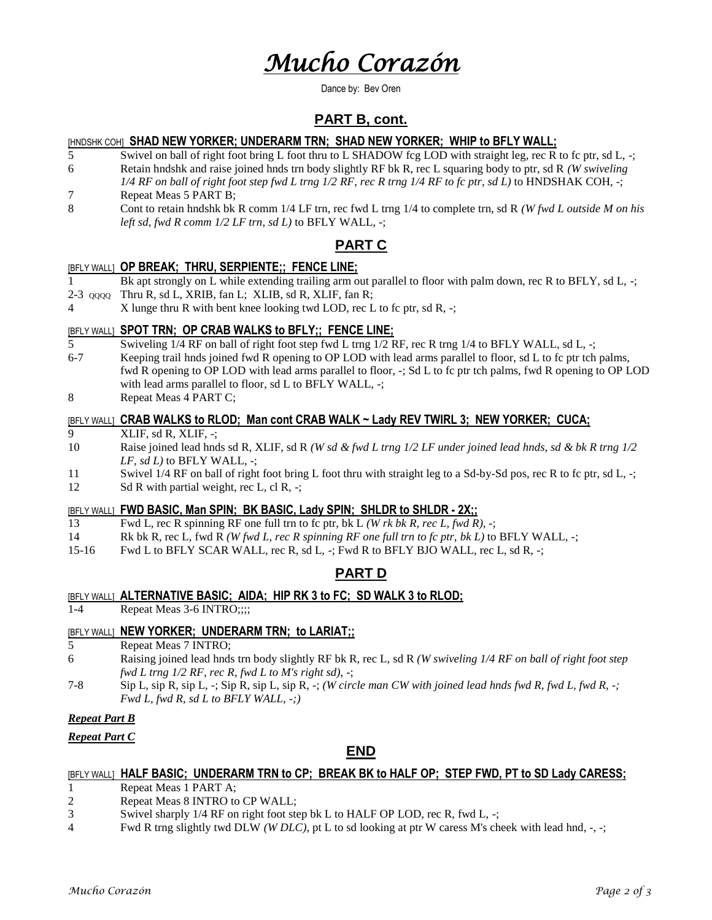# *Mucho Corazón*

Dance by: Bev Oren

## PART B, cont.

[HNDSHK COH] **SHAD NEW YORKER; UNDERARM TRN; SHAD NEW YORKER; WHIP to BFLY WALL;**

5 Swivel on ball of right foot bring L foot thru to L SHADOW fcg LOD with straight leg, rec R to fc ptr, sd L, -;

6 Retain hndshk and raise joined hnds trn body slightly RF bk R, rec L squaring body to ptr, sd R *(W swiveling 1/4 RF on ball of right foot step fwd L trng 1/2 RF, rec R trng 1/4 RF to fc ptr, sd L)* to HNDSHAK COH, -;

7 Repeat Meas 5 PART B;

8 Cont to retain hndshk bk R comm 1/4 LF trn, rec fwd L trng 1/4 to complete trn, sd R *(W fwd L outside M on his left sd, fwd R comm 1/2 LF trn, sd L)* to BFLY WALL, -;

## PART C

[BFLY WALL] **OP BREAK; THRU, SERPIENTE;; FENCE LINE;**

1 Bk apt strongly on L while extending trailing arm out parallel to floor with palm down, rec R to BFLY, sd L, -;

2-3 QQQQ Thru R, sd L, XRIB, fan L; XLIB, sd R, XLIF, fan R;

4 X lunge thru R with bent knee looking twd LOD, rec L to fc ptr, sd R, -;

[BFLY WALL] **SPOT TRN; OP CRAB WALKS to BFLY;; FENCE LINE;**

5 Swiveling 1/4 RF on ball of right foot step fwd L trng 1/2 RF, rec R trng 1/4 to BFLY WALL, sd L, -;

6-7 Keeping trail hnds joined fwd R opening to OP LOD with lead arms parallel to floor, sd L to fc ptr tch palms, fwd R opening to OP LOD with lead arms parallel to floor, -; Sd L to fc ptr tch palms, fwd R opening to OP LOD with lead arms parallel to floor, sd L to BFLY WALL, -;

8 Repeat Meas 4 PART C;

[BFLY WALL] **CRAB WALKS to RLOD; Man cont CRAB WALK ~ Lady REV TWIRL 3; NEW YORKER; CUCA;**

9 XLIF, sd R, XLIF, -;

10 Raise joined lead hnds sd R, XLIF, sd R *(W sd & fwd L trng 1/2 LF under joined lead hnds, sd & bk R trng 1/2 LF, sd L)* to BFLY WALL, -;

11 Swivel 1/4 RF on ball of right foot bring L foot thru with straight leg to a Sd-by-Sd pos, rec R to fc ptr, sd L, -;

12 Sd R with partial weight, rec L, cl R, -;

[BFLY WALL] **FWD BASIC, Man SPIN; BK BASIC, Lady SPIN; SHLDR to SHLDR - 2X;;**

13 Fwd L, rec R spinning RF one full trn to fc ptr, bk L *(W rk bk R, rec L, fwd R)*, -;

14 Rk bk R, rec L, fwd R *(W fwd L, rec R spinning RF one full trn to fc ptr, bk L)* to BFLY WALL, -;

15-16 Fwd L to BFLY SCAR WALL, rec R, sd L, -; Fwd R to BFLY BJO WALL, rec L, sd R, -;

## PART D

[BFLY WALL] **ALTERNATIVE BASIC; AIDA; HIP RK 3 to FC; SD WALK 3 to RLOD;**

1-4 Repeat Meas 3-6 INTRO;;;;

[BFLY WALL] **NEW YORKER; UNDERARM TRN; to LARIAT;;**

5 Repeat Meas 7 INTRO;

6 Raising joined lead hnds trn body slightly RF bk R, rec L, sd R *(W swiveling 1/4 RF on ball of right foot step fwd L trng 1/2 RF, rec R, fwd L to M's right sd)*, -;

7-8 Sip L, sip R, sip L, -; Sip R, sip L, sip R, -; *(W circle man CW with joined lead hnds fwd R, fwd L, fwd R, -; Fwd L, fwd R, sd L to BFLY WALL, -;)*

***Repeat Part B***

***Repeat Part C***

## END

[BFLY WALL] **HALF BASIC; UNDERARM TRN to CP; BREAK BK to HALF OP; STEP FWD, PT to SD Lady CARESS;**

1 Repeat Meas 1 PART A;

2 Repeat Meas 8 INTRO to CP WALL;

3 Swivel sharply 1/4 RF on right foot step bk L to HALF OP LOD, rec R, fwd L, -;

4 Fwd R trng slightly twd DLW *(W DLC)*, pt L to sd looking at ptr W caress M's cheek with lead hnd, -, -;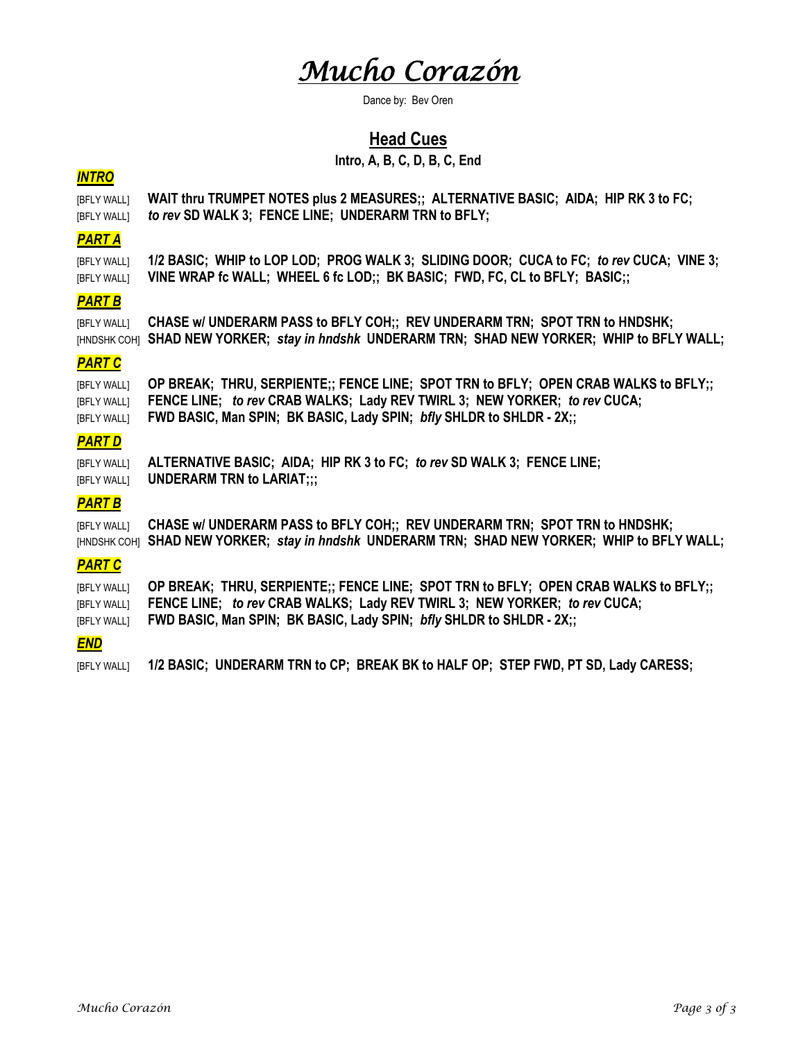# *Mucho Corazón*

Dance by: Bev Oren

## Head Cues

**Intro, A, B, C, D, B, C, End**

### *INTRO*

[BFLY WALL] **WAIT thru TRUMPET NOTES plus 2 MEASURES;; ALTERNATIVE BASIC; AIDA; HIP RK 3 to FC;**
[BFLY WALL] ***to rev* SD WALK 3; FENCE LINE; UNDERARM TRN to BFLY;**

### *PART A*

[BFLY WALL] **1/2 BASIC; WHIP to LOP LOD; PROG WALK 3; SLIDING DOOR; CUCA to FC; *to rev* CUCA; VINE 3;**
[BFLY WALL] **VINE WRAP fc WALL; WHEEL 6 fc LOD;; BK BASIC; FWD, FC, CL to BFLY; BASIC;;**

### *PART B*

[BFLY WALL] **CHASE w/ UNDERARM PASS to BFLY COH;; REV UNDERARM TRN; SPOT TRN to HNDSHK;**
[HNDSHK COH] **SHAD NEW YORKER; *stay in hndshk* UNDERARM TRN; SHAD NEW YORKER; WHIP to BFLY WALL;**

### *PART C*

[BFLY WALL] **OP BREAK; THRU, SERPIENTE;; FENCE LINE; SPOT TRN to BFLY; OPEN CRAB WALKS to BFLY;;**
[BFLY WALL] **FENCE LINE; *to rev* CRAB WALKS; Lady REV TWIRL 3; NEW YORKER; *to rev* CUCA;**
[BFLY WALL] **FWD BASIC, Man SPIN; BK BASIC, Lady SPIN; *bfly* SHLDR to SHLDR - 2X;;**

### *PART D*

[BFLY WALL] **ALTERNATIVE BASIC; AIDA; HIP RK 3 to FC; *to rev* SD WALK 3; FENCE LINE;**
[BFLY WALL] **UNDERARM TRN to LARIAT;;;**

### *PART B*

[BFLY WALL] **CHASE w/ UNDERARM PASS to BFLY COH;; REV UNDERARM TRN; SPOT TRN to HNDSHK;**
[HNDSHK COH] **SHAD NEW YORKER; *stay in hndshk* UNDERARM TRN; SHAD NEW YORKER; WHIP to BFLY WALL;**

### *PART C*

[BFLY WALL] **OP BREAK; THRU, SERPIENTE;; FENCE LINE; SPOT TRN to BFLY; OPEN CRAB WALKS to BFLY;;**
[BFLY WALL] **FENCE LINE; *to rev* CRAB WALKS; Lady REV TWIRL 3; NEW YORKER; *to rev* CUCA;**
[BFLY WALL] **FWD BASIC, Man SPIN; BK BASIC, Lady SPIN; *bfly* SHLDR to SHLDR - 2X;;**

### *END*

[BFLY WALL] **1/2 BASIC; UNDERARM TRN to CP; BREAK BK to HALF OP; STEP FWD, PT SD, Lady CARESS;**